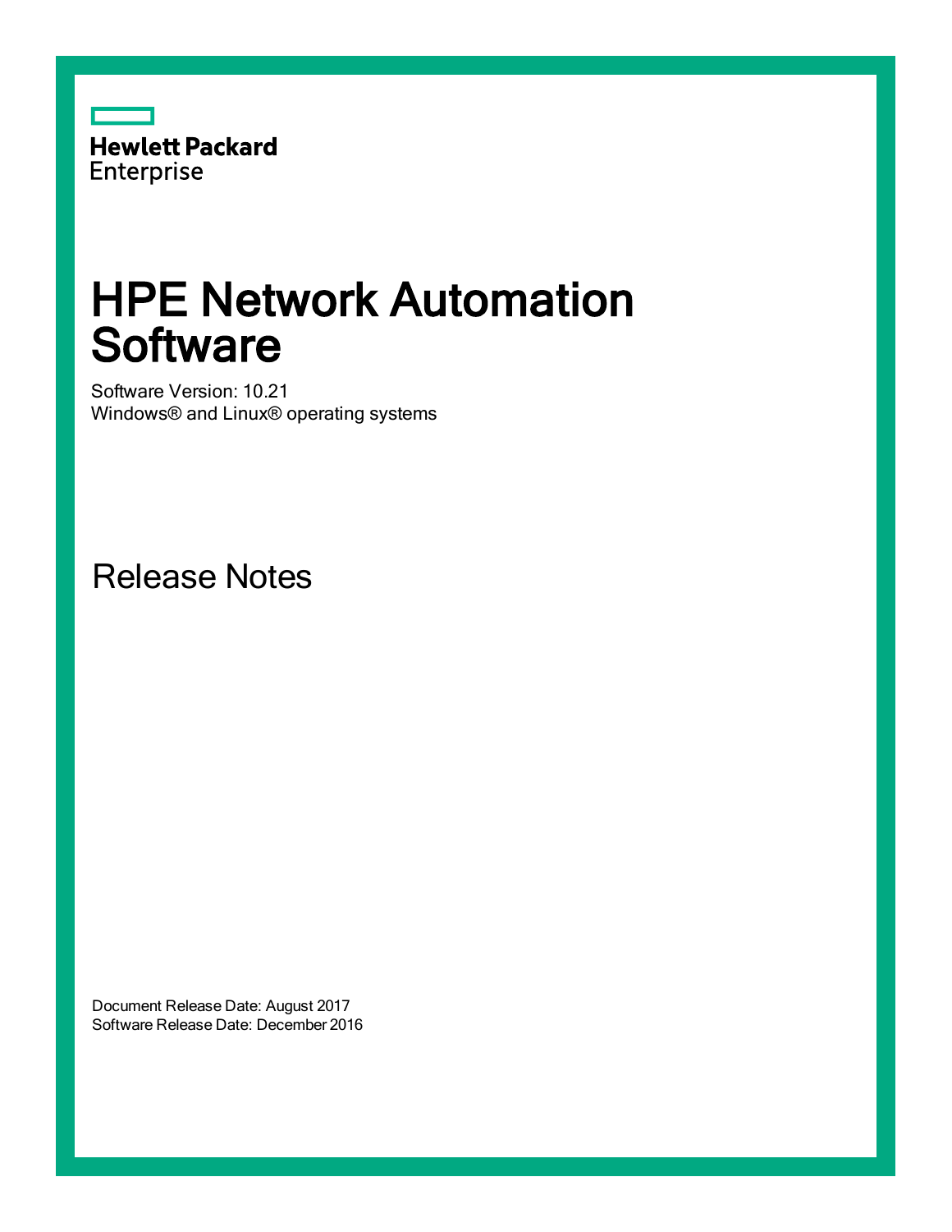Hewlett Packard
Enterprise

# HPE Network Automation Software

Software Version: 10.21
Windows® and Linux® operating systems

## Release Notes

Document Release Date: August 2017
Software Release Date: December 2016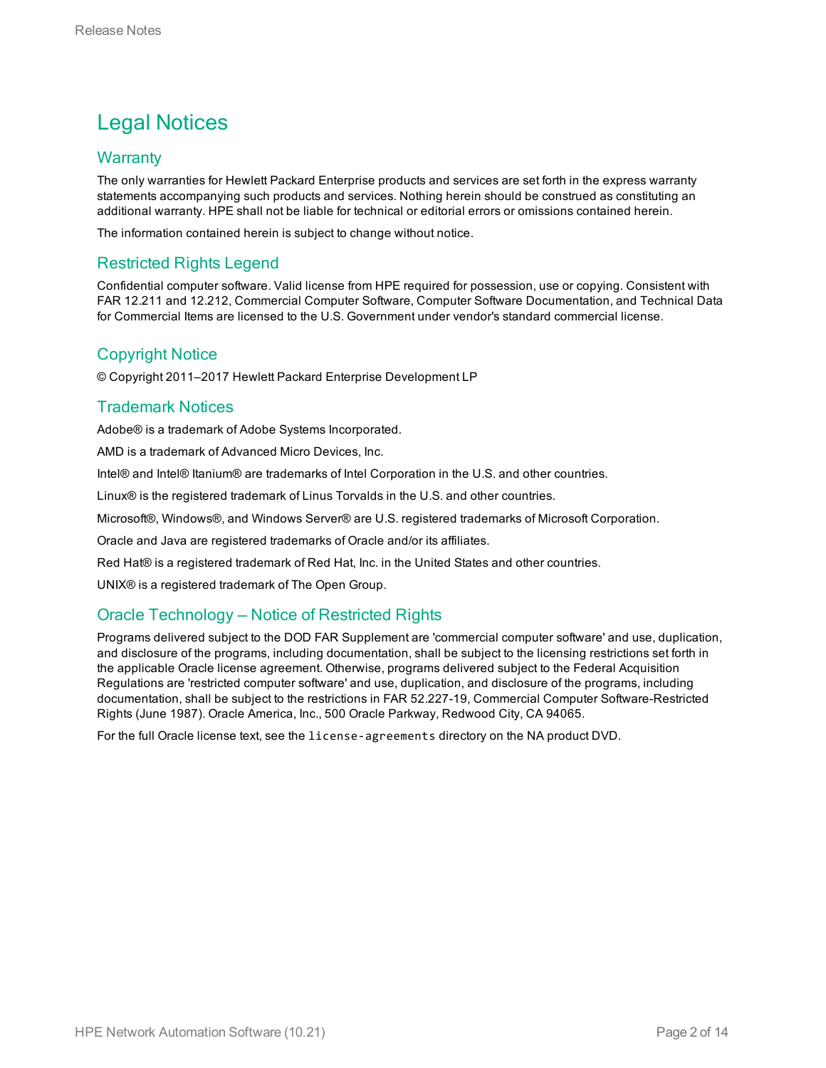# Legal Notices

## Warranty

The only warranties for Hewlett Packard Enterprise products and services are set forth in the express warranty statements accompanying such products and services. Nothing herein should be construed as constituting an additional warranty. HPE shall not be liable for technical or editorial errors or omissions contained herein.

The information contained herein is subject to change without notice.

## Restricted Rights Legend

Confidential computer software. Valid license from HPE required for possession, use or copying. Consistent with FAR 12.211 and 12.212, Commercial Computer Software, Computer Software Documentation, and Technical Data for Commercial Items are licensed to the U.S. Government under vendor's standard commercial license.

## Copyright Notice

© Copyright 2011–2017 Hewlett Packard Enterprise Development LP

## Trademark Notices

Adobe® is a trademark of Adobe Systems Incorporated.

AMD is a trademark of Advanced Micro Devices, Inc.

Intel® and Intel® Itanium® are trademarks of Intel Corporation in the U.S. and other countries.

Linux® is the registered trademark of Linus Torvalds in the U.S. and other countries.

Microsoft®, Windows®, and Windows Server® are U.S. registered trademarks of Microsoft Corporation.

Oracle and Java are registered trademarks of Oracle and/or its affiliates.

Red Hat® is a registered trademark of Red Hat, Inc. in the United States and other countries.

UNIX® is a registered trademark of The Open Group.

## Oracle Technology — Notice of Restricted Rights

Programs delivered subject to the DOD FAR Supplement are 'commercial computer software' and use, duplication, and disclosure of the programs, including documentation, shall be subject to the licensing restrictions set forth in the applicable Oracle license agreement. Otherwise, programs delivered subject to the Federal Acquisition Regulations are 'restricted computer software' and use, duplication, and disclosure of the programs, including documentation, shall be subject to the restrictions in FAR 52.227-19, Commercial Computer Software-Restricted Rights (June 1987). Oracle America, Inc., 500 Oracle Parkway, Redwood City, CA 94065.

For the full Oracle license text, see the `license-agreements` directory on the NA product DVD.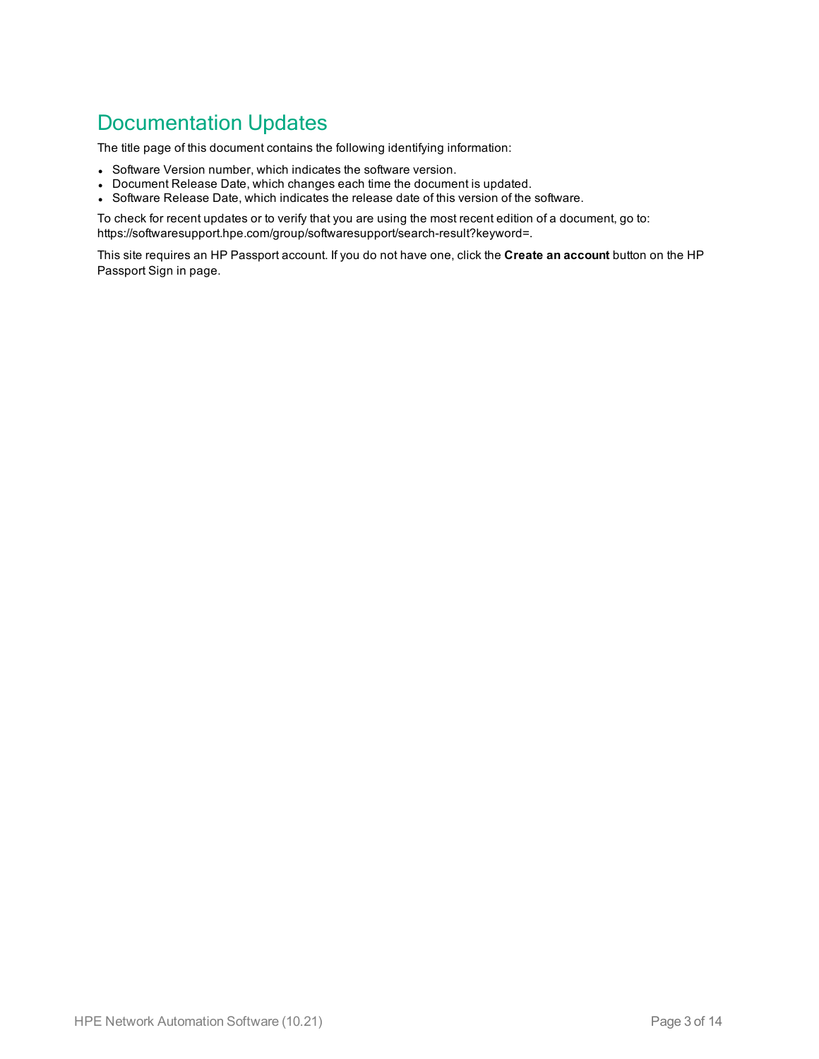# Documentation Updates

The title page of this document contains the following identifying information:

- Software Version number, which indicates the software version.
- Document Release Date, which changes each time the document is updated.
- Software Release Date, which indicates the release date of this version of the software.

To check for recent updates or to verify that you are using the most recent edition of a document, go to: https://softwaresupport.hpe.com/group/softwaresupport/search-result?keyword=.

This site requires an HP Passport account. If you do not have one, click the **Create an account** button on the HP Passport Sign in page.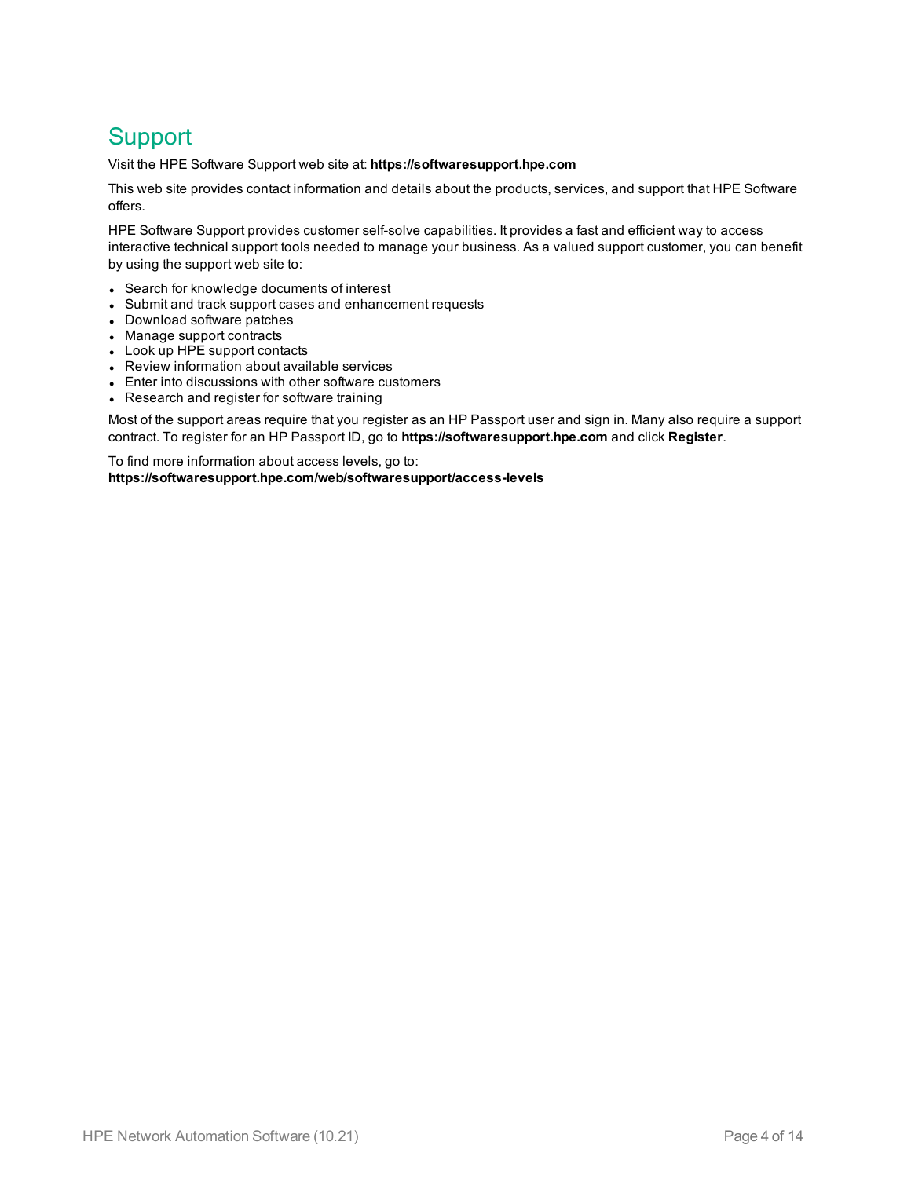# Support

Visit the HPE Software Support web site at: **https://softwaresupport.hpe.com**

This web site provides contact information and details about the products, services, and support that HPE Software offers.

HPE Software Support provides customer self-solve capabilities. It provides a fast and efficient way to access interactive technical support tools needed to manage your business. As a valued support customer, you can benefit by using the support web site to:

- Search for knowledge documents of interest
- Submit and track support cases and enhancement requests
- Download software patches
- Manage support contracts
- Look up HPE support contacts
- Review information about available services
- Enter into discussions with other software customers
- Research and register for software training

Most of the support areas require that you register as an HP Passport user and sign in. Many also require a support contract. To register for an HP Passport ID, go to **https://softwaresupport.hpe.com** and click **Register**.

To find more information about access levels, go to:
**https://softwaresupport.hpe.com/web/softwaresupport/access-levels**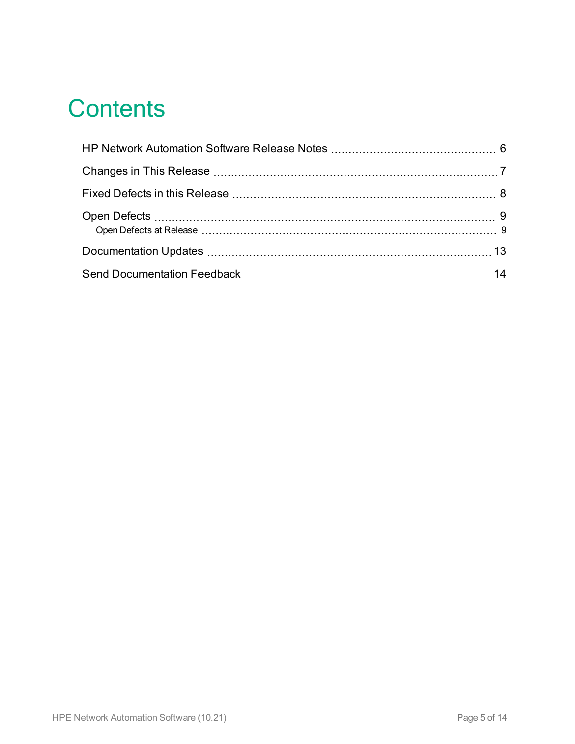# Contents

- HP Network Automation Software Release Notes ... 6
- Changes in This Release ... 7
- Fixed Defects in this Release ... 8
- Open Defects ... 9
  - Open Defects at Release ... 9
- Documentation Updates ... 13
- Send Documentation Feedback ... 14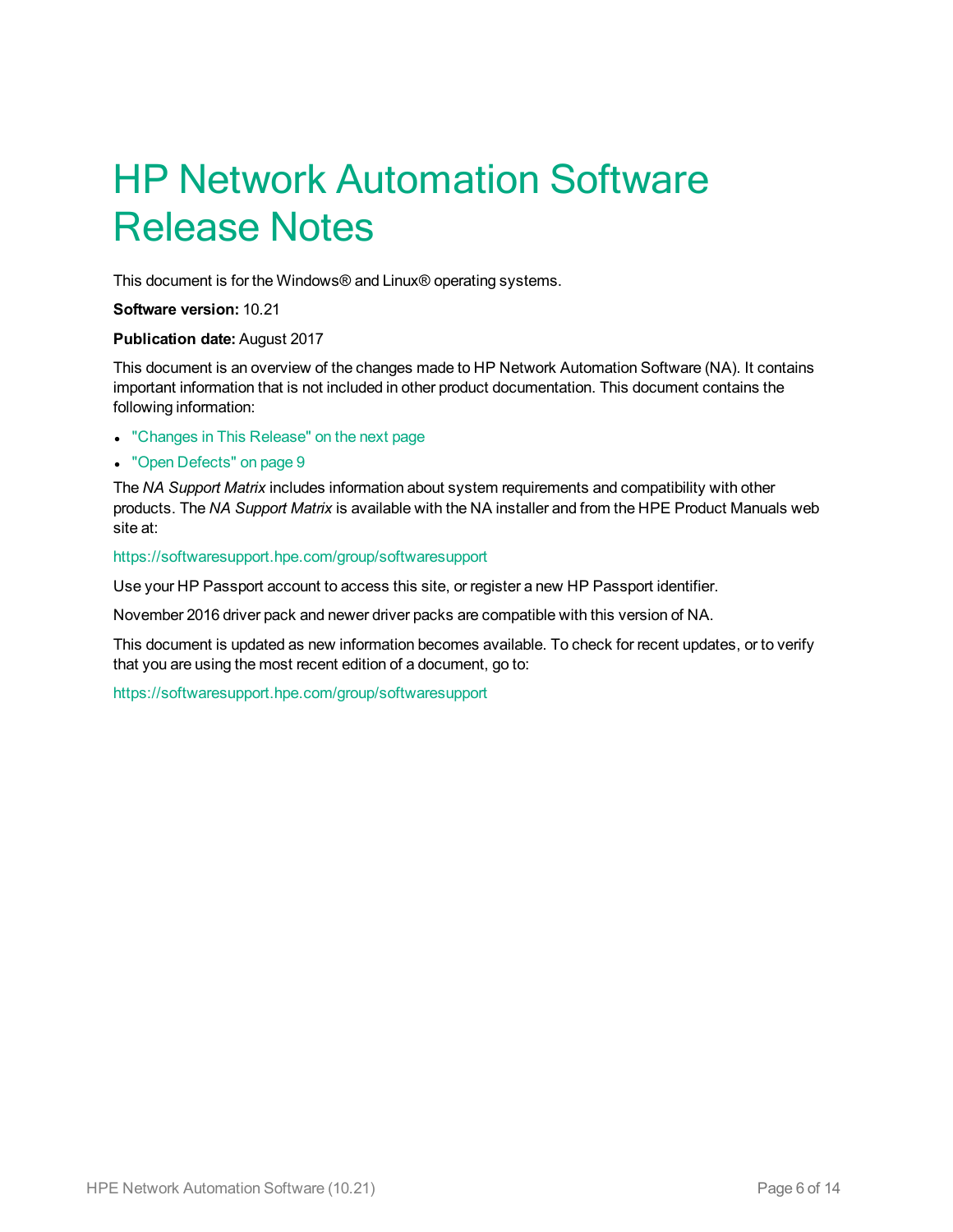# HP Network Automation Software Release Notes

This document is for the Windows® and Linux® operating systems.

**Software version:** 10.21

**Publication date:** August 2017

This document is an overview of the changes made to HP Network Automation Software (NA). It contains important information that is not included in other product documentation. This document contains the following information:

- "Changes in This Release" on the next page
- "Open Defects" on page 9

The *NA Support Matrix* includes information about system requirements and compatibility with other products. The *NA Support Matrix* is available with the NA installer and from the HPE Product Manuals web site at:

https://softwaresupport.hpe.com/group/softwaresupport

Use your HP Passport account to access this site, or register a new HP Passport identifier.

November 2016 driver pack and newer driver packs are compatible with this version of NA.

This document is updated as new information becomes available. To check for recent updates, or to verify that you are using the most recent edition of a document, go to:

https://softwaresupport.hpe.com/group/softwaresupport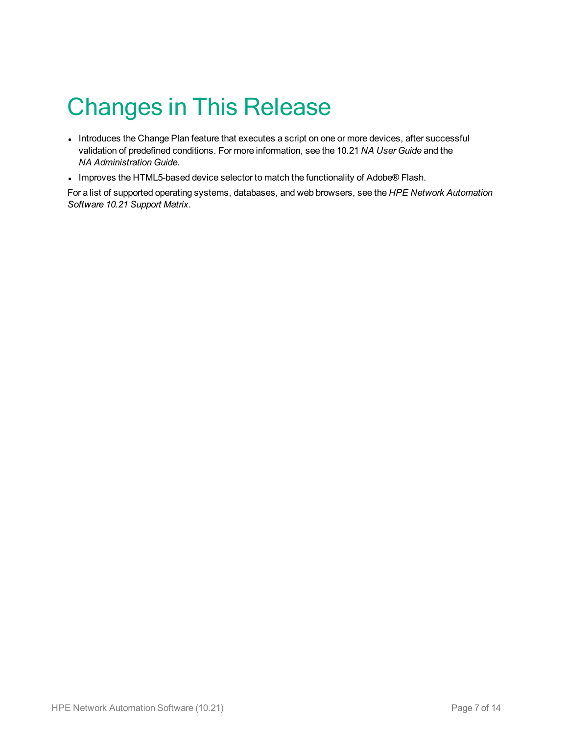# Changes in This Release

- Introduces the Change Plan feature that executes a script on one or more devices, after successful validation of predefined conditions. For more information, see the 10.21 *NA User Guide* and the *NA Administration Guide*.
- Improves the HTML5-based device selector to match the functionality of Adobe® Flash.

For a list of supported operating systems, databases, and web browsers, see the *HPE Network Automation Software 10.21 Support Matrix*.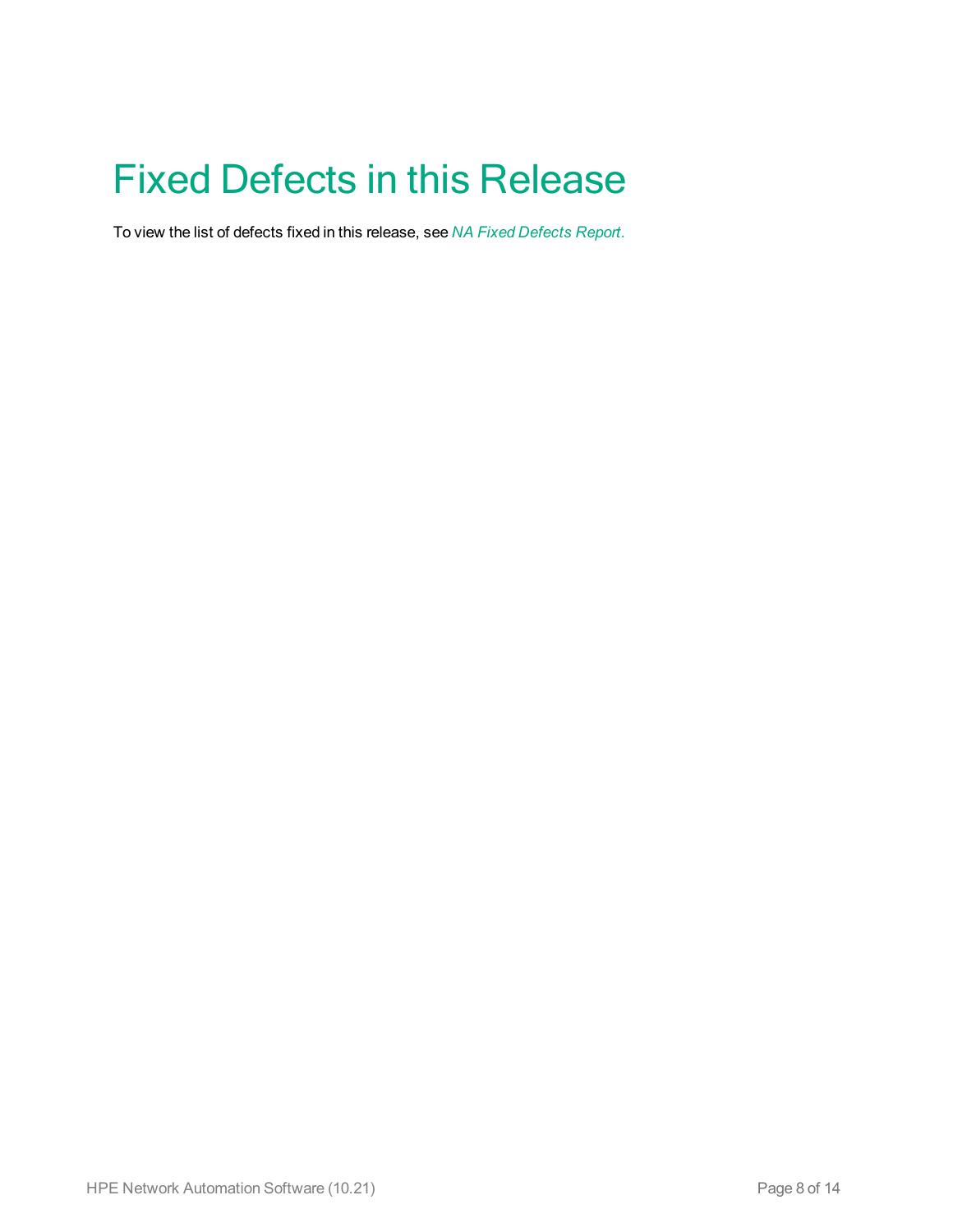# Fixed Defects in this Release

To view the list of defects fixed in this release, see *NA Fixed Defects Report*.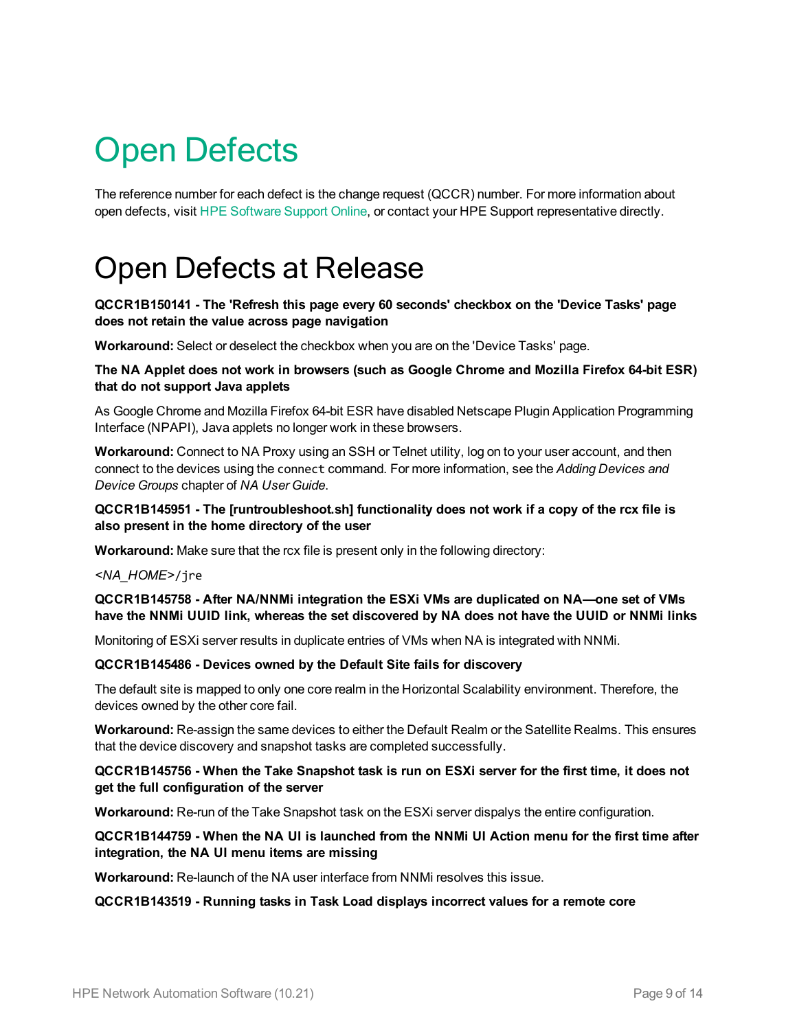# Open Defects

The reference number for each defect is the change request (QCCR) number. For more information about open defects, visit HPE Software Support Online, or contact your HPE Support representative directly.

# Open Defects at Release

**QCCR1B150141 - The 'Refresh this page every 60 seconds' checkbox on the 'Device Tasks' page does not retain the value across page navigation**

**Workaround:** Select or deselect the checkbox when you are on the 'Device Tasks' page.

**The NA Applet does not work in browsers (such as Google Chrome and Mozilla Firefox 64-bit ESR) that do not support Java applets**

As Google Chrome and Mozilla Firefox 64-bit ESR have disabled Netscape Plugin Application Programming Interface (NPAPI), Java applets no longer work in these browsers.

**Workaround:** Connect to NA Proxy using an SSH or Telnet utility, log on to your user account, and then connect to the devices using the `connect` command. For more information, see the *Adding Devices and Device Groups* chapter of *NA User Guide*.

**QCCR1B145951 - The [runtroubleshoot.sh] functionality does not work if a copy of the rcx file is also present in the home directory of the user**

**Workaround:** Make sure that the rcx file is present only in the following directory:

*<NA_HOME>*`/jre`

**QCCR1B145758 - After NA/NNMi integration the ESXi VMs are duplicated on NA—one set of VMs have the NNMi UUID link, whereas the set discovered by NA does not have the UUID or NNMi links**

Monitoring of ESXi server results in duplicate entries of VMs when NA is integrated with NNMi.

**QCCR1B145486 - Devices owned by the Default Site fails for discovery**

The default site is mapped to only one core realm in the Horizontal Scalability environment. Therefore, the devices owned by the other core fail.

**Workaround:** Re-assign the same devices to either the Default Realm or the Satellite Realms. This ensures that the device discovery and snapshot tasks are completed successfully.

**QCCR1B145756 - When the Take Snapshot task is run on ESXi server for the first time, it does not get the full configuration of the server**

**Workaround:** Re-run of the Take Snapshot task on the ESXi server dispalys the entire configuration.

**QCCR1B144759 - When the NA UI is launched from the NNMi UI Action menu for the first time after integration, the NA UI menu items are missing**

**Workaround:** Re-launch of the NA user interface from NNMi resolves this issue.

**QCCR1B143519 - Running tasks in Task Load displays incorrect values for a remote core**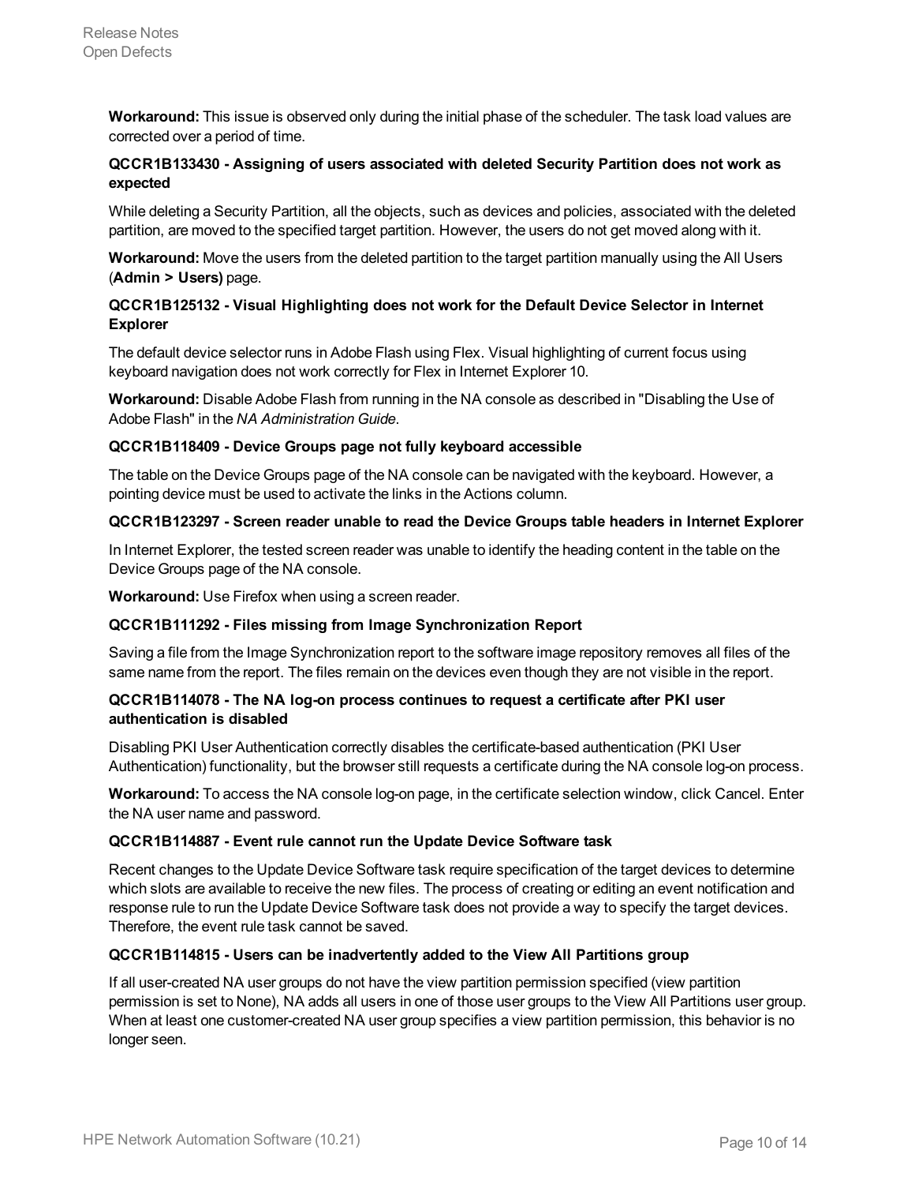**Workaround:** This issue is observed only during the initial phase of the scheduler. The task load values are corrected over a period of time.

#### QCCR1B133430 - Assigning of users associated with deleted Security Partition does not work as expected

While deleting a Security Partition, all the objects, such as devices and policies, associated with the deleted partition, are moved to the specified target partition. However, the users do not get moved along with it.

**Workaround:** Move the users from the deleted partition to the target partition manually using the All Users (**Admin > Users)** page.

#### QCCR1B125132 - Visual Highlighting does not work for the Default Device Selector in Internet Explorer

The default device selector runs in Adobe Flash using Flex. Visual highlighting of current focus using keyboard navigation does not work correctly for Flex in Internet Explorer 10.

**Workaround:** Disable Adobe Flash from running in the NA console as described in "Disabling the Use of Adobe Flash" in the *NA Administration Guide*.

#### QCCR1B118409 - Device Groups page not fully keyboard accessible

The table on the Device Groups page of the NA console can be navigated with the keyboard. However, a pointing device must be used to activate the links in the Actions column.

#### QCCR1B123297 - Screen reader unable to read the Device Groups table headers in Internet Explorer

In Internet Explorer, the tested screen reader was unable to identify the heading content in the table on the Device Groups page of the NA console.

**Workaround:** Use Firefox when using a screen reader.

#### QCCR1B111292 - Files missing from Image Synchronization Report

Saving a file from the Image Synchronization report to the software image repository removes all files of the same name from the report. The files remain on the devices even though they are not visible in the report.

#### QCCR1B114078 - The NA log-on process continues to request a certificate after PKI user authentication is disabled

Disabling PKI User Authentication correctly disables the certificate-based authentication (PKI User Authentication) functionality, but the browser still requests a certificate during the NA console log-on process.

**Workaround:** To access the NA console log-on page, in the certificate selection window, click Cancel. Enter the NA user name and password.

#### QCCR1B114887 - Event rule cannot run the Update Device Software task

Recent changes to the Update Device Software task require specification of the target devices to determine which slots are available to receive the new files. The process of creating or editing an event notification and response rule to run the Update Device Software task does not provide a way to specify the target devices. Therefore, the event rule task cannot be saved.

#### QCCR1B114815 - Users can be inadvertently added to the View All Partitions group

If all user-created NA user groups do not have the view partition permission specified (view partition permission is set to None), NA adds all users in one of those user groups to the View All Partitions user group. When at least one customer-created NA user group specifies a view partition permission, this behavior is no longer seen.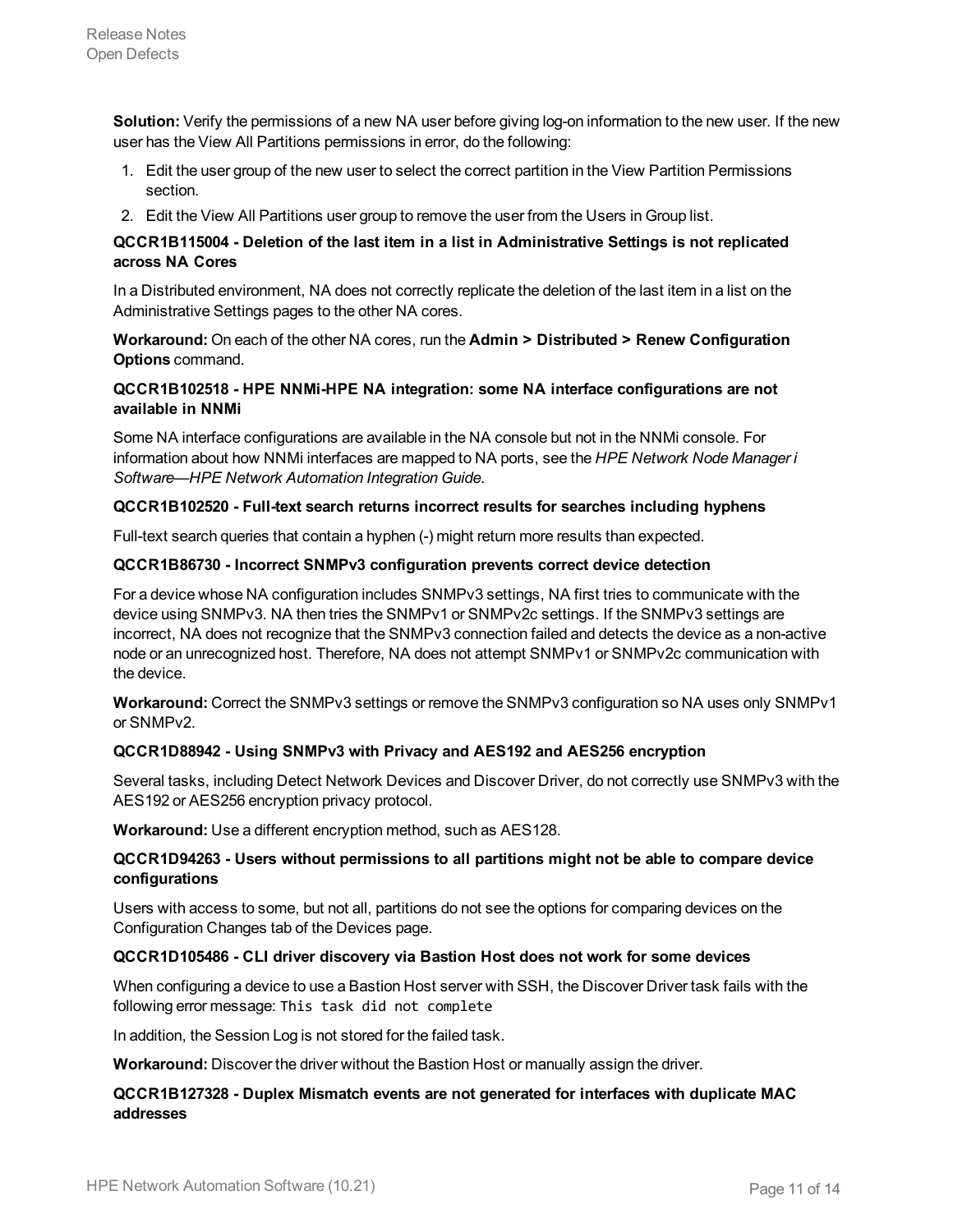**Solution:** Verify the permissions of a new NA user before giving log-on information to the new user. If the new user has the View All Partitions permissions in error, do the following:

1. Edit the user group of the new user to select the correct partition in the View Partition Permissions section.
2. Edit the View All Partitions user group to remove the user from the Users in Group list.

**QCCR1B115004 - Deletion of the last item in a list in Administrative Settings is not replicated across NA Cores**

In a Distributed environment, NA does not correctly replicate the deletion of the last item in a list on the Administrative Settings pages to the other NA cores.

**Workaround:** On each of the other NA cores, run the **Admin > Distributed > Renew Configuration Options** command.

**QCCR1B102518 - HPE NNMi-HPE NA integration: some NA interface configurations are not available in NNMi**

Some NA interface configurations are available in the NA console but not in the NNMi console. For information about how NNMi interfaces are mapped to NA ports, see the *HPE Network Node Manager i Software—HPE Network Automation Integration Guide*.

**QCCR1B102520 - Full-text search returns incorrect results for searches including hyphens**

Full-text search queries that contain a hyphen (-) might return more results than expected.

**QCCR1B86730 - Incorrect SNMPv3 configuration prevents correct device detection**

For a device whose NA configuration includes SNMPv3 settings, NA first tries to communicate with the device using SNMPv3. NA then tries the SNMPv1 or SNMPv2c settings. If the SNMPv3 settings are incorrect, NA does not recognize that the SNMPv3 connection failed and detects the device as a non-active node or an unrecognized host. Therefore, NA does not attempt SNMPv1 or SNMPv2c communication with the device.

**Workaround:** Correct the SNMPv3 settings or remove the SNMPv3 configuration so NA uses only SNMPv1 or SNMPv2.

**QCCR1D88942 - Using SNMPv3 with Privacy and AES192 and AES256 encryption**

Several tasks, including Detect Network Devices and Discover Driver, do not correctly use SNMPv3 with the AES192 or AES256 encryption privacy protocol.

**Workaround:** Use a different encryption method, such as AES128.

**QCCR1D94263 - Users without permissions to all partitions might not be able to compare device configurations**

Users with access to some, but not all, partitions do not see the options for comparing devices on the Configuration Changes tab of the Devices page.

**QCCR1D105486 - CLI driver discovery via Bastion Host does not work for some devices**

When configuring a device to use a Bastion Host server with SSH, the Discover Driver task fails with the following error message: `This task did not complete`

In addition, the Session Log is not stored for the failed task.

**Workaround:** Discover the driver without the Bastion Host or manually assign the driver.

**QCCR1B127328 - Duplex Mismatch events are not generated for interfaces with duplicate MAC addresses**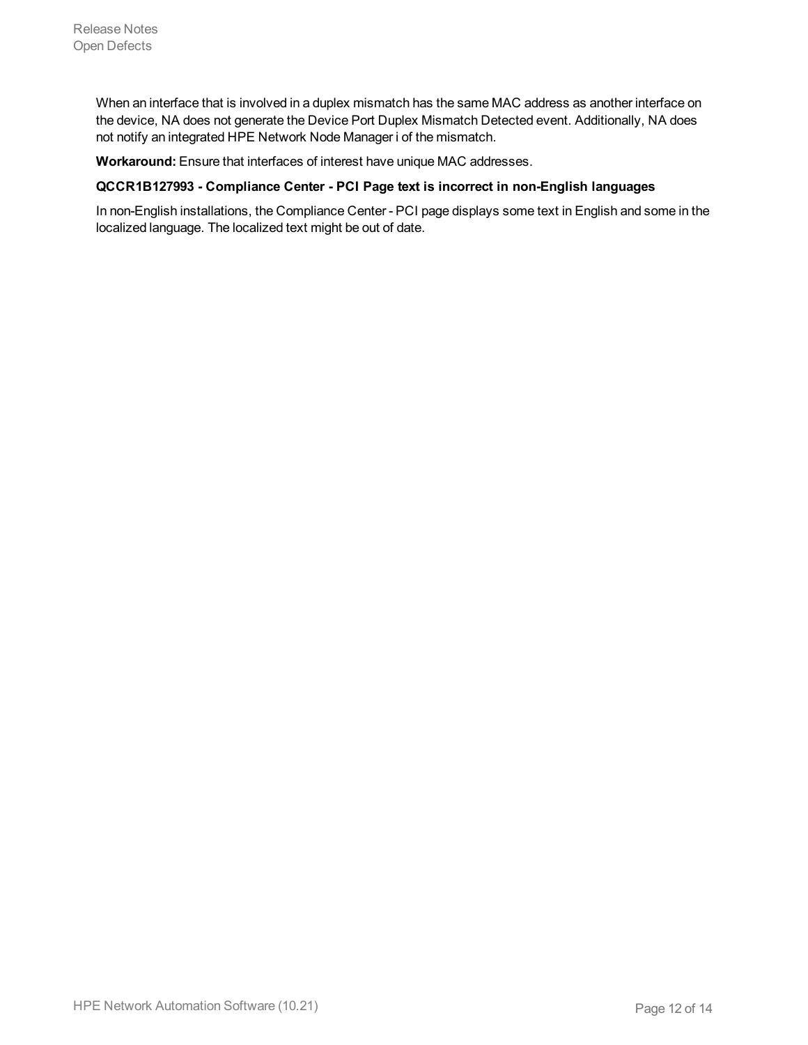When an interface that is involved in a duplex mismatch has the same MAC address as another interface on the device, NA does not generate the Device Port Duplex Mismatch Detected event. Additionally, NA does not notify an integrated HPE Network Node Manager i of the mismatch.

**Workaround:** Ensure that interfaces of interest have unique MAC addresses.

**QCCR1B127993 - Compliance Center - PCI Page text is incorrect in non-English languages**

In non-English installations, the Compliance Center - PCI page displays some text in English and some in the localized language. The localized text might be out of date.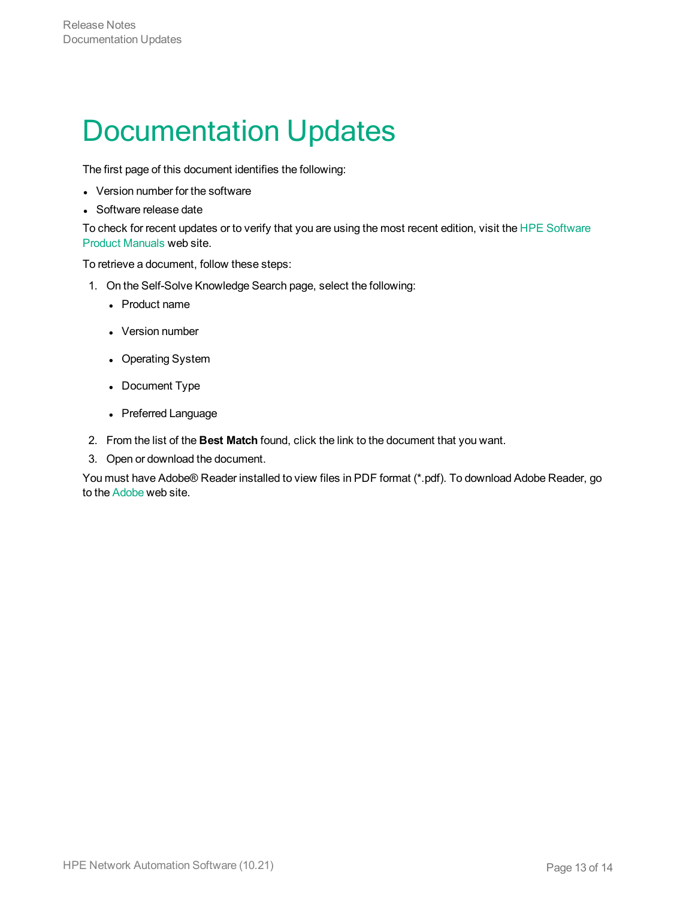# Documentation Updates

The first page of this document identifies the following:

- Version number for the software
- Software release date

To check for recent updates or to verify that you are using the most recent edition, visit the HPE Software Product Manuals web site.

To retrieve a document, follow these steps:

1. On the Self-Solve Knowledge Search page, select the following:
   - Product name
   - Version number
   - Operating System
   - Document Type
   - Preferred Language
2. From the list of the **Best Match** found, click the link to the document that you want.
3. Open or download the document.

You must have Adobe® Reader installed to view files in PDF format (*.pdf). To download Adobe Reader, go to the Adobe web site.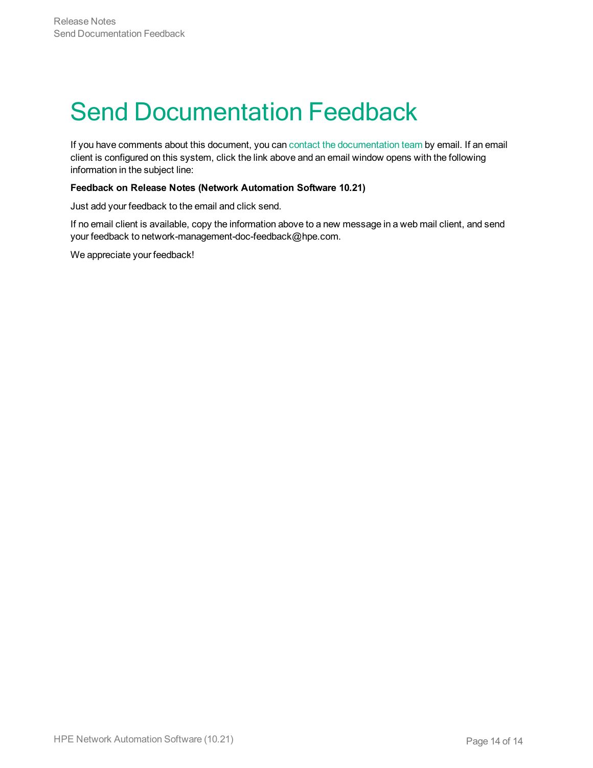# Send Documentation Feedback

If you have comments about this document, you can contact the documentation team by email. If an email client is configured on this system, click the link above and an email window opens with the following information in the subject line:

**Feedback on Release Notes (Network Automation Software 10.21)**

Just add your feedback to the email and click send.

If no email client is available, copy the information above to a new message in a web mail client, and send your feedback to network-management-doc-feedback@hpe.com.

We appreciate your feedback!